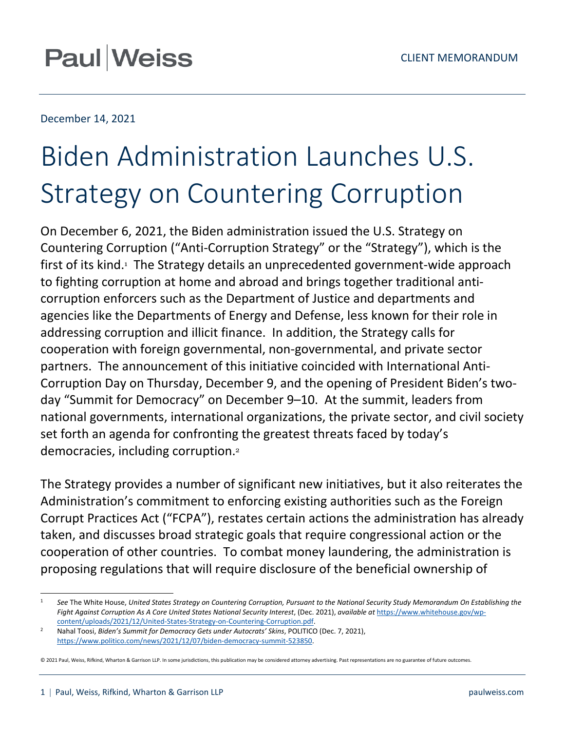Paul | Weiss

CLIENT MEMORANDUM

December 14, 2021

# Biden Administration Launches U.S. Strategy on Countering Corruption

On December 6, 2021, the Biden administration issued the U.S. Strategy on Countering Corruption ("Anti-Corruption Strategy" or the "Strategy"), which is the first of its kind.[1] The Strategy details an unprecedented government-wide approach to fighting corruption at home and abroad and brings together traditional anti-corruption enforcers such as the Department of Justice and departments and agencies like the Departments of Energy and Defense, less known for their role in addressing corruption and illicit finance. In addition, the Strategy calls for cooperation with foreign governmental, non-governmental, and private sector partners. The announcement of this initiative coincided with International Anti-Corruption Day on Thursday, December 9, and the opening of President Biden's two-day "Summit for Democracy" on December 9–10. At the summit, leaders from national governments, international organizations, the private sector, and civil society set forth an agenda for confronting the greatest threats faced by today's democracies, including corruption.[2]

The Strategy provides a number of significant new initiatives, but it also reiterates the Administration's commitment to enforcing existing authorities such as the Foreign Corrupt Practices Act ("FCPA"), restates certain actions the administration has already taken, and discusses broad strategic goals that require congressional action or the cooperation of other countries. To combat money laundering, the administration is proposing regulations that will require disclosure of the beneficial ownership of

---

[1] *See* The White House, *United States Strategy on Countering Corruption, Pursuant to the National Security Study Memorandum On Establishing the Fight Against Corruption As A Core United States National Security Interest*, (Dec. 2021), *available at* https://www.whitehouse.gov/wp-content/uploads/2021/12/United-States-Strategy-on-Countering-Corruption.pdf.

[2] Nahal Toosi, *Biden's Summit for Democracy Gets under Autocrats' Skins*, POLITICO (Dec. 7, 2021), https://www.politico.com/news/2021/12/07/biden-democracy-summit-523850.

© 2021 Paul, Weiss, Rifkind, Wharton & Garrison LLP. In some jurisdictions, this publication may be considered attorney advertising. Past representations are no guarantee of future outcomes.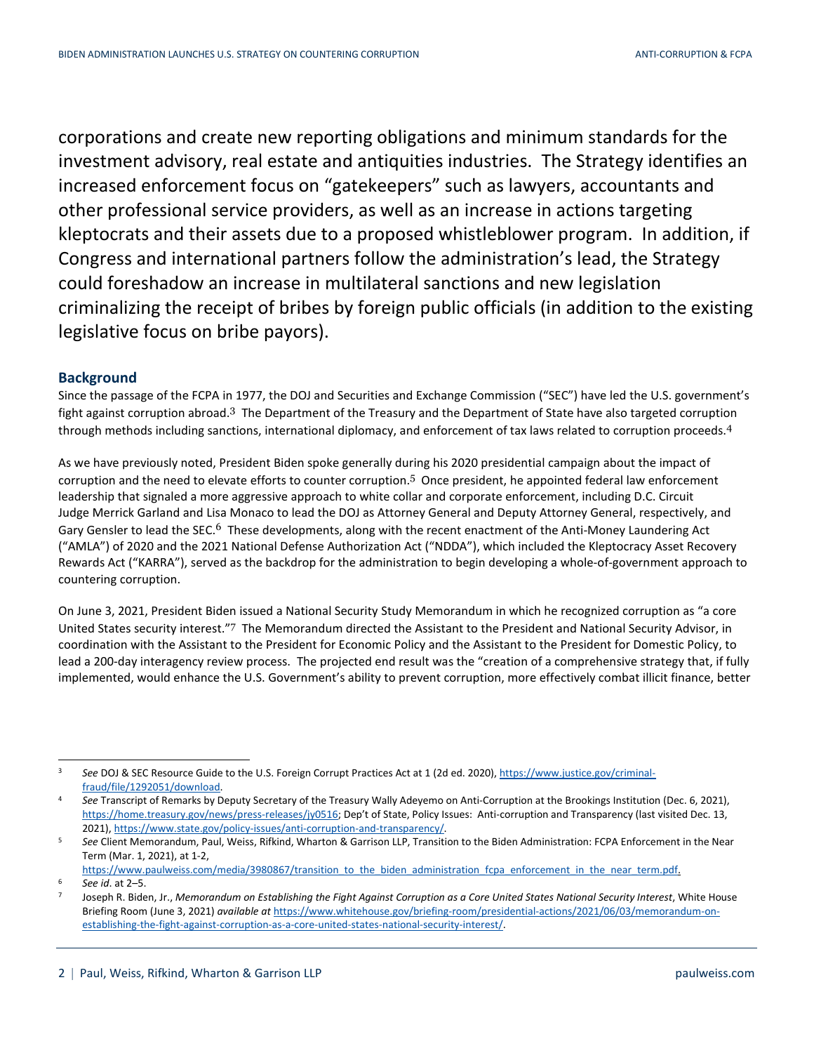corporations and create new reporting obligations and minimum standards for the investment advisory, real estate and antiquities industries. The Strategy identifies an increased enforcement focus on "gatekeepers" such as lawyers, accountants and other professional service providers, as well as an increase in actions targeting kleptocrats and their assets due to a proposed whistleblower program. In addition, if Congress and international partners follow the administration's lead, the Strategy could foreshadow an increase in multilateral sanctions and new legislation criminalizing the receipt of bribes by foreign public officials (in addition to the existing legislative focus on bribe payors).

## Background

Since the passage of the FCPA in 1977, the DOJ and Securities and Exchange Commission ("SEC") have led the U.S. government's fight against corruption abroad.[3] The Department of the Treasury and the Department of State have also targeted corruption through methods including sanctions, international diplomacy, and enforcement of tax laws related to corruption proceeds.[4]

As we have previously noted, President Biden spoke generally during his 2020 presidential campaign about the impact of corruption and the need to elevate efforts to counter corruption.[5] Once president, he appointed federal law enforcement leadership that signaled a more aggressive approach to white collar and corporate enforcement, including D.C. Circuit Judge Merrick Garland and Lisa Monaco to lead the DOJ as Attorney General and Deputy Attorney General, respectively, and Gary Gensler to lead the SEC.[6] These developments, along with the recent enactment of the Anti-Money Laundering Act ("AMLA") of 2020 and the 2021 National Defense Authorization Act ("NDDA"), which included the Kleptocracy Asset Recovery Rewards Act ("KARRA"), served as the backdrop for the administration to begin developing a whole-of-government approach to countering corruption.

On June 3, 2021, President Biden issued a National Security Study Memorandum in which he recognized corruption as "a core United States security interest."[7] The Memorandum directed the Assistant to the President and National Security Advisor, in coordination with the Assistant to the President for Economic Policy and the Assistant to the President for Domestic Policy, to lead a 200-day interagency review process. The projected end result was the "creation of a comprehensive strategy that, if fully implemented, would enhance the U.S. Government's ability to prevent corruption, more effectively combat illicit finance, better

---

[3] *See* DOJ & SEC Resource Guide to the U.S. Foreign Corrupt Practices Act at 1 (2d ed. 2020), https://www.justice.gov/criminal-fraud/file/1292051/download.

[4] *See* Transcript of Remarks by Deputy Secretary of the Treasury Wally Adeyemo on Anti-Corruption at the Brookings Institution (Dec. 6, 2021), https://home.treasury.gov/news/press-releases/jy0516; Dep't of State, Policy Issues: Anti-corruption and Transparency (last visited Dec. 13, 2021), https://www.state.gov/policy-issues/anti-corruption-and-transparency/.

[5] *See* Client Memorandum, Paul, Weiss, Rifkind, Wharton & Garrison LLP, Transition to the Biden Administration: FCPA Enforcement in the Near Term (Mar. 1, 2021), at 1-2, https://www.paulweiss.com/media/3980867/transition_to_the_biden_administration_fcpa_enforcement_in_the_near_term.pdf.

[6] *See id*. at 2–5.

[7] Joseph R. Biden, Jr., *Memorandum on Establishing the Fight Against Corruption as a Core United States National Security Interest*, White House Briefing Room (June 3, 2021) *available at* https://www.whitehouse.gov/briefing-room/presidential-actions/2021/06/03/memorandum-on-establishing-the-fight-against-corruption-as-a-core-united-states-national-security-interest/.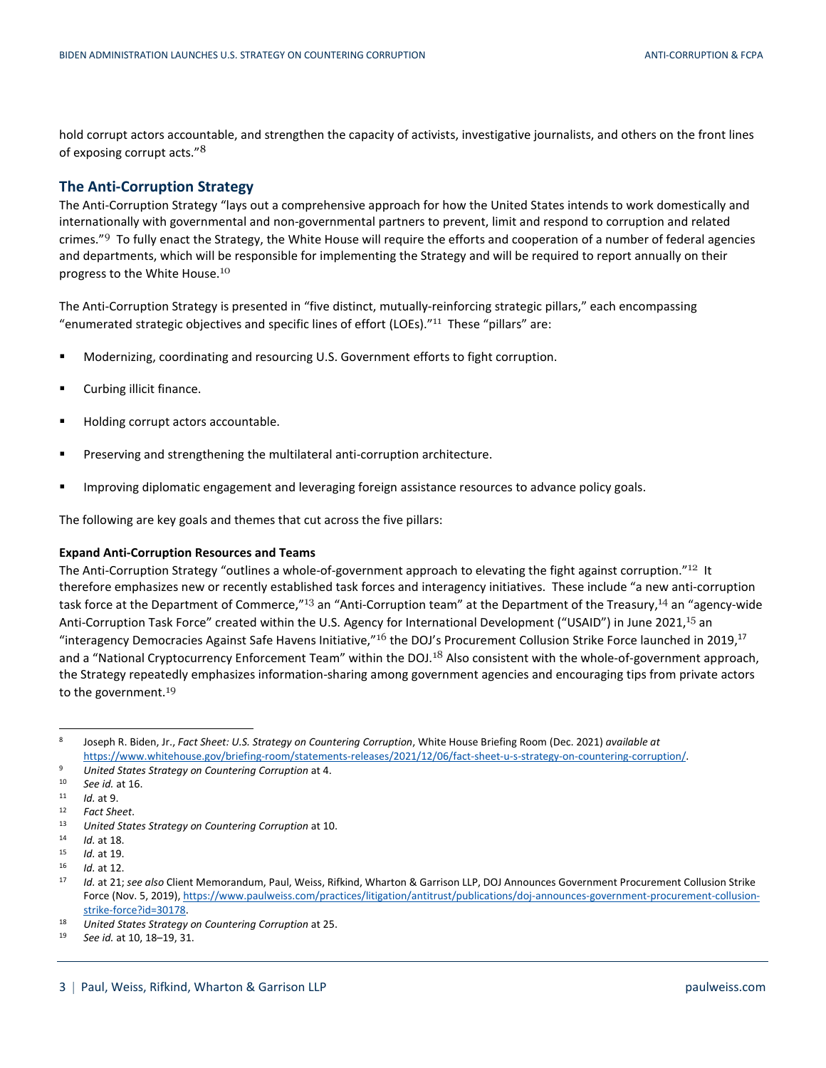hold corrupt actors accountable, and strengthen the capacity of activists, investigative journalists, and others on the front lines of exposing corrupt acts."[8]

## The Anti-Corruption Strategy

The Anti-Corruption Strategy "lays out a comprehensive approach for how the United States intends to work domestically and internationally with governmental and non-governmental partners to prevent, limit and respond to corruption and related crimes."[9] To fully enact the Strategy, the White House will require the efforts and cooperation of a number of federal agencies and departments, which will be responsible for implementing the Strategy and will be required to report annually on their progress to the White House.[10]

The Anti-Corruption Strategy is presented in "five distinct, mutually-reinforcing strategic pillars," each encompassing "enumerated strategic objectives and specific lines of effort (LOEs)."[11] These "pillars" are:

- Modernizing, coordinating and resourcing U.S. Government efforts to fight corruption.
- Curbing illicit finance.
- Holding corrupt actors accountable.
- Preserving and strengthening the multilateral anti-corruption architecture.
- Improving diplomatic engagement and leveraging foreign assistance resources to advance policy goals.

The following are key goals and themes that cut across the five pillars:

**Expand Anti-Corruption Resources and Teams**

The Anti-Corruption Strategy "outlines a whole-of-government approach to elevating the fight against corruption."[12] It therefore emphasizes new or recently established task forces and interagency initiatives. These include "a new anti-corruption task force at the Department of Commerce,"[13] an "Anti-Corruption team" at the Department of the Treasury,[14] an "agency-wide Anti-Corruption Task Force" created within the U.S. Agency for International Development ("USAID") in June 2021,[15] an "interagency Democracies Against Safe Havens Initiative,"[16] the DOJ's Procurement Collusion Strike Force launched in 2019,[17] and a "National Cryptocurrency Enforcement Team" within the DOJ.[18] Also consistent with the whole-of-government approach, the Strategy repeatedly emphasizes information-sharing among government agencies and encouraging tips from private actors to the government.[19]

---

[8] Joseph R. Biden, Jr., *Fact Sheet: U.S. Strategy on Countering Corruption*, White House Briefing Room (Dec. 2021) *available at* https://www.whitehouse.gov/briefing-room/statements-releases/2021/12/06/fact-sheet-u-s-strategy-on-countering-corruption/.

[9] *United States Strategy on Countering Corruption* at 4.

[10] *See id.* at 16.

[11] *Id.* at 9.

[12] *Fact Sheet*.

[13] *United States Strategy on Countering Corruption* at 10.

[14] *Id.* at 18.

[15] *Id.* at 19.

[16] *Id.* at 12.

[17] *Id.* at 21; *see also* Client Memorandum, Paul, Weiss, Rifkind, Wharton & Garrison LLP, DOJ Announces Government Procurement Collusion Strike Force (Nov. 5, 2019), https://www.paulweiss.com/practices/litigation/antitrust/publications/doj-announces-government-procurement-collusion-strike-force?id=30178.

[18] *United States Strategy on Countering Corruption* at 25.

[19] *See id.* at 10, 18–19, 31.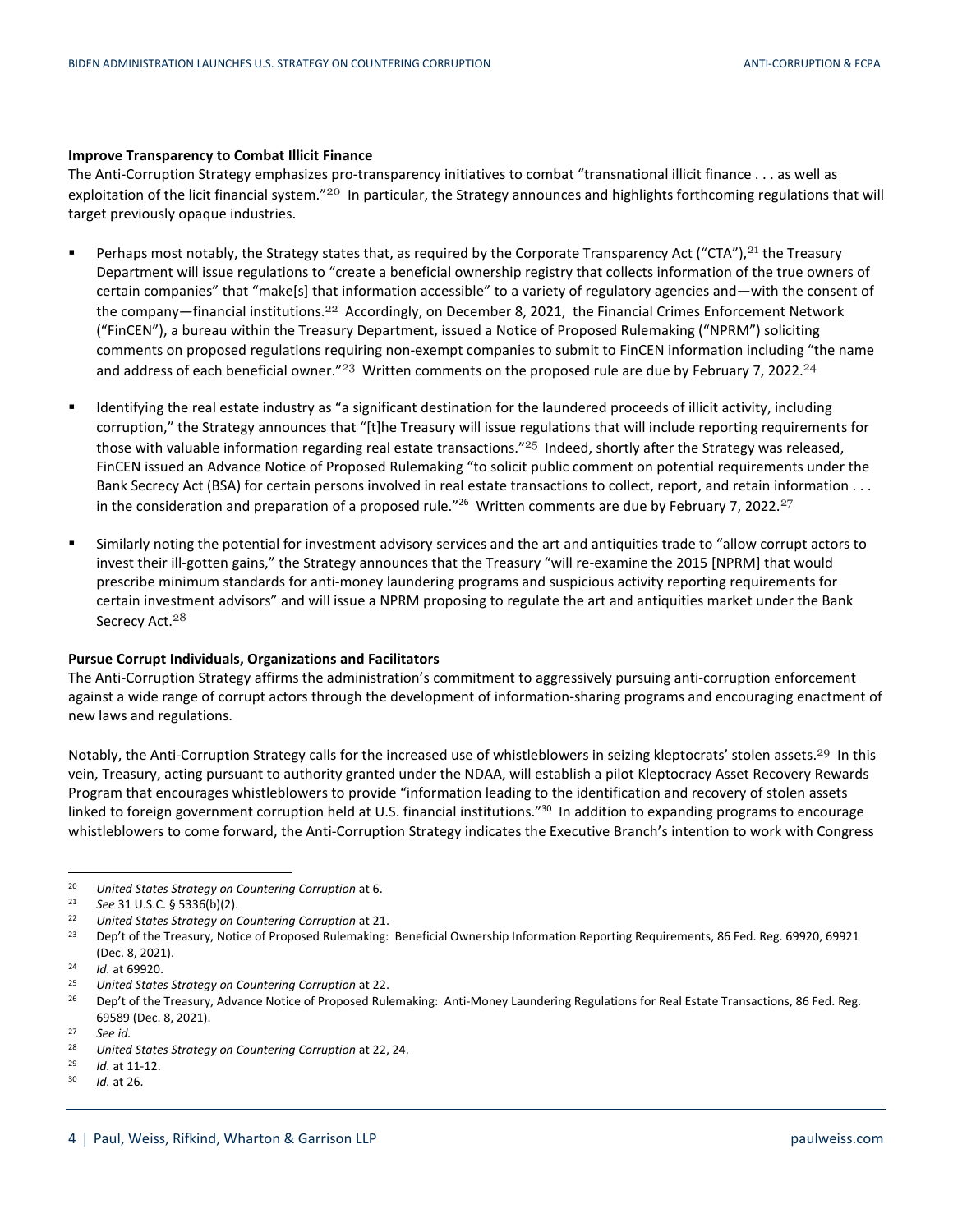**Improve Transparency to Combat Illicit Finance**

The Anti-Corruption Strategy emphasizes pro-transparency initiatives to combat "transnational illicit finance . . . as well as exploitation of the licit financial system."[20] In particular, the Strategy announces and highlights forthcoming regulations that will target previously opaque industries.

- Perhaps most notably, the Strategy states that, as required by the Corporate Transparency Act ("CTA"),[21] the Treasury Department will issue regulations to "create a beneficial ownership registry that collects information of the true owners of certain companies" that "make[s] that information accessible" to a variety of regulatory agencies and—with the consent of the company—financial institutions.[22] Accordingly, on December 8, 2021, the Financial Crimes Enforcement Network ("FinCEN"), a bureau within the Treasury Department, issued a Notice of Proposed Rulemaking ("NPRM") soliciting comments on proposed regulations requiring non-exempt companies to submit to FinCEN information including "the name and address of each beneficial owner."[23] Written comments on the proposed rule are due by February 7, 2022.[24]

- Identifying the real estate industry as "a significant destination for the laundered proceeds of illicit activity, including corruption," the Strategy announces that "[t]he Treasury will issue regulations that will include reporting requirements for those with valuable information regarding real estate transactions."[25] Indeed, shortly after the Strategy was released, FinCEN issued an Advance Notice of Proposed Rulemaking "to solicit public comment on potential requirements under the Bank Secrecy Act (BSA) for certain persons involved in real estate transactions to collect, report, and retain information . . . in the consideration and preparation of a proposed rule."[26] Written comments are due by February 7, 2022.[27]

- Similarly noting the potential for investment advisory services and the art and antiquities trade to "allow corrupt actors to invest their ill-gotten gains," the Strategy announces that the Treasury "will re-examine the 2015 [NPRM] that would prescribe minimum standards for anti-money laundering programs and suspicious activity reporting requirements for certain investment advisors" and will issue a NPRM proposing to regulate the art and antiquities market under the Bank Secrecy Act.[28]

**Pursue Corrupt Individuals, Organizations and Facilitators**

The Anti-Corruption Strategy affirms the administration's commitment to aggressively pursuing anti-corruption enforcement against a wide range of corrupt actors through the development of information-sharing programs and encouraging enactment of new laws and regulations.

Notably, the Anti-Corruption Strategy calls for the increased use of whistleblowers in seizing kleptocrats' stolen assets.[29] In this vein, Treasury, acting pursuant to authority granted under the NDAA, will establish a pilot Kleptocracy Asset Recovery Rewards Program that encourages whistleblowers to provide "information leading to the identification and recovery of stolen assets linked to foreign government corruption held at U.S. financial institutions."[30] In addition to expanding programs to encourage whistleblowers to come forward, the Anti-Corruption Strategy indicates the Executive Branch's intention to work with Congress

---

[20] *United States Strategy on Countering Corruption* at 6.

[21] *See* 31 U.S.C. § 5336(b)(2).

[22] *United States Strategy on Countering Corruption* at 21.

[23] Dep't of the Treasury, Notice of Proposed Rulemaking: Beneficial Ownership Information Reporting Requirements, 86 Fed. Reg. 69920, 69921 (Dec. 8, 2021).

[24] *Id.* at 69920.

[25] *United States Strategy on Countering Corruption* at 22.

[26] Dep't of the Treasury, Advance Notice of Proposed Rulemaking: Anti-Money Laundering Regulations for Real Estate Transactions, 86 Fed. Reg. 69589 (Dec. 8, 2021).

[27] *See id.*

[28] *United States Strategy on Countering Corruption* at 22, 24.

[29] *Id.* at 11-12.

[30] *Id.* at 26.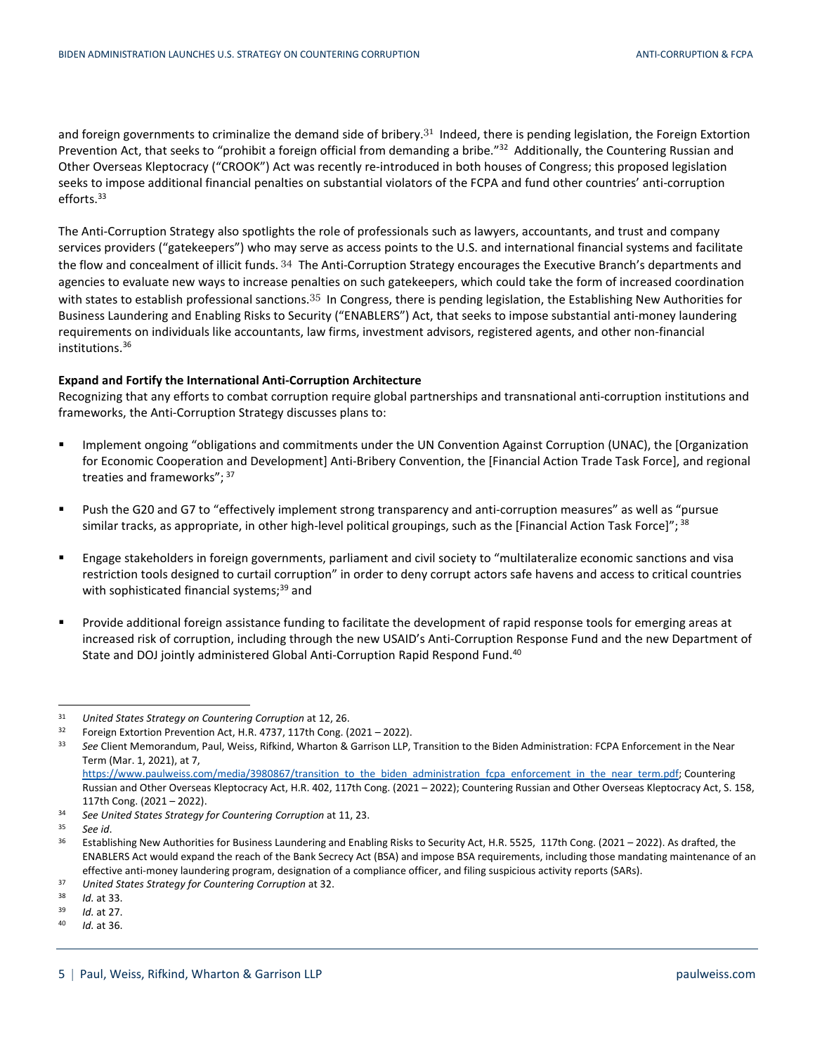and foreign governments to criminalize the demand side of bribery.[31] Indeed, there is pending legislation, the Foreign Extortion Prevention Act, that seeks to "prohibit a foreign official from demanding a bribe."[32] Additionally, the Countering Russian and Other Overseas Kleptocracy ("CROOK") Act was recently re-introduced in both houses of Congress; this proposed legislation seeks to impose additional financial penalties on substantial violators of the FCPA and fund other countries' anti-corruption efforts.[33]

The Anti-Corruption Strategy also spotlights the role of professionals such as lawyers, accountants, and trust and company services providers ("gatekeepers") who may serve as access points to the U.S. and international financial systems and facilitate the flow and concealment of illicit funds.[34] The Anti-Corruption Strategy encourages the Executive Branch's departments and agencies to evaluate new ways to increase penalties on such gatekeepers, which could take the form of increased coordination with states to establish professional sanctions.[35] In Congress, there is pending legislation, the Establishing New Authorities for Business Laundering and Enabling Risks to Security ("ENABLERS") Act, that seeks to impose substantial anti-money laundering requirements on individuals like accountants, law firms, investment advisors, registered agents, and other non-financial institutions.[36]

**Expand and Fortify the International Anti-Corruption Architecture**

Recognizing that any efforts to combat corruption require global partnerships and transnational anti-corruption institutions and frameworks, the Anti-Corruption Strategy discusses plans to:

- Implement ongoing "obligations and commitments under the UN Convention Against Corruption (UNAC), the [Organization for Economic Cooperation and Development] Anti-Bribery Convention, the [Financial Action Trade Task Force], and regional treaties and frameworks";[37]
- Push the G20 and G7 to "effectively implement strong transparency and anti-corruption measures" as well as "pursue similar tracks, as appropriate, in other high-level political groupings, such as the [Financial Action Task Force]";[38]
- Engage stakeholders in foreign governments, parliament and civil society to "multilateralize economic sanctions and visa restriction tools designed to curtail corruption" in order to deny corrupt actors safe havens and access to critical countries with sophisticated financial systems;[39] and
- Provide additional foreign assistance funding to facilitate the development of rapid response tools for emerging areas at increased risk of corruption, including through the new USAID's Anti-Corruption Response Fund and the new Department of State and DOJ jointly administered Global Anti-Corruption Rapid Respond Fund.[40]

---

[31] *United States Strategy on Countering Corruption* at 12, 26.

[32] Foreign Extortion Prevention Act, H.R. 4737, 117th Cong. (2021 – 2022).

[33] *See* Client Memorandum, Paul, Weiss, Rifkind, Wharton & Garrison LLP, Transition to the Biden Administration: FCPA Enforcement in the Near Term (Mar. 1, 2021), at 7, https://www.paulweiss.com/media/3980867/transition_to_the_biden_administration_fcpa_enforcement_in_the_near_term.pdf; Countering Russian and Other Overseas Kleptocracy Act, H.R. 402, 117th Cong. (2021 – 2022); Countering Russian and Other Overseas Kleptocracy Act, S. 158, 117th Cong. (2021 – 2022).

[34] *See United States Strategy for Countering Corruption* at 11, 23.

[35] *See id*.

[36] Establishing New Authorities for Business Laundering and Enabling Risks to Security Act, H.R. 5525, 117th Cong. (2021 – 2022). As drafted, the ENABLERS Act would expand the reach of the Bank Secrecy Act (BSA) and impose BSA requirements, including those mandating maintenance of an effective anti-money laundering program, designation of a compliance officer, and filing suspicious activity reports (SARs).

[37] *United States Strategy for Countering Corruption* at 32.

[38] *Id.* at 33.

[39] *Id.* at 27.

[40] *Id.* at 36.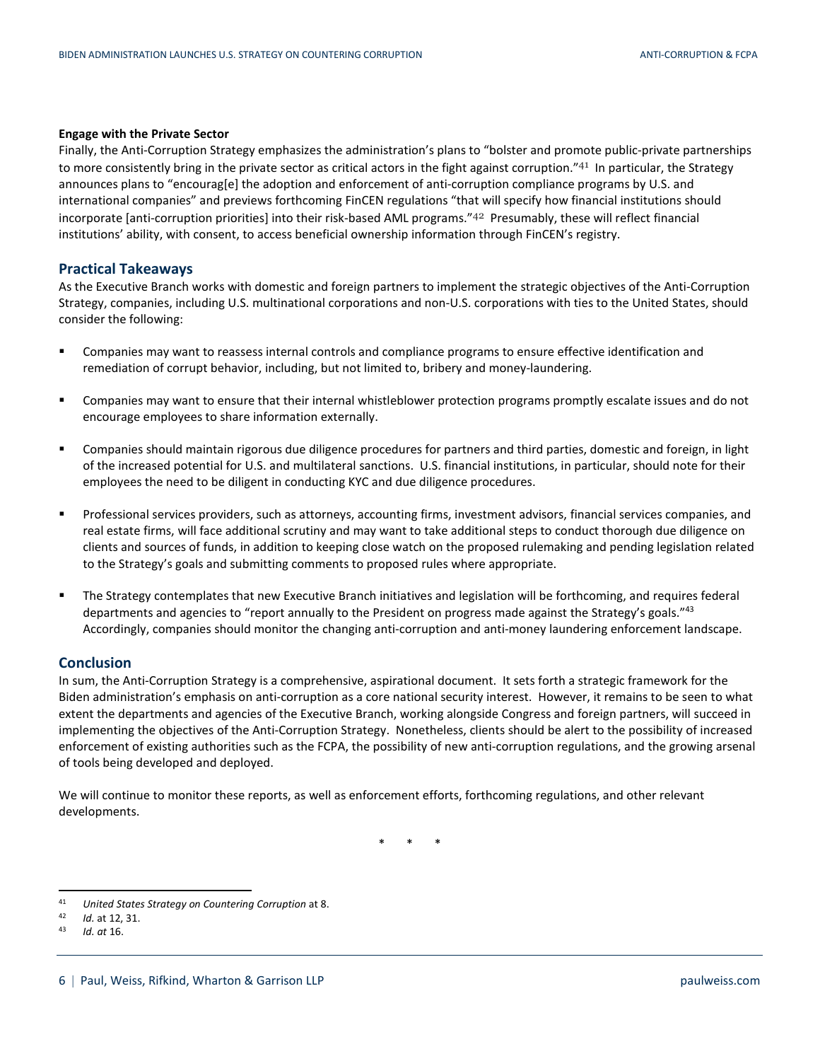**Engage with the Private Sector**

Finally, the Anti-Corruption Strategy emphasizes the administration's plans to "bolster and promote public-private partnerships to more consistently bring in the private sector as critical actors in the fight against corruption."[41] In particular, the Strategy announces plans to "encourag[e] the adoption and enforcement of anti-corruption compliance programs by U.S. and international companies" and previews forthcoming FinCEN regulations "that will specify how financial institutions should incorporate [anti-corruption priorities] into their risk-based AML programs."[42] Presumably, these will reflect financial institutions' ability, with consent, to access beneficial ownership information through FinCEN's registry.

## Practical Takeaways

As the Executive Branch works with domestic and foreign partners to implement the strategic objectives of the Anti-Corruption Strategy, companies, including U.S. multinational corporations and non-U.S. corporations with ties to the United States, should consider the following:

- Companies may want to reassess internal controls and compliance programs to ensure effective identification and remediation of corrupt behavior, including, but not limited to, bribery and money-laundering.
- Companies may want to ensure that their internal whistleblower protection programs promptly escalate issues and do not encourage employees to share information externally.
- Companies should maintain rigorous due diligence procedures for partners and third parties, domestic and foreign, in light of the increased potential for U.S. and multilateral sanctions. U.S. financial institutions, in particular, should note for their employees the need to be diligent in conducting KYC and due diligence procedures.
- Professional services providers, such as attorneys, accounting firms, investment advisors, financial services companies, and real estate firms, will face additional scrutiny and may want to take additional steps to conduct thorough due diligence on clients and sources of funds, in addition to keeping close watch on the proposed rulemaking and pending legislation related to the Strategy's goals and submitting comments to proposed rules where appropriate.
- The Strategy contemplates that new Executive Branch initiatives and legislation will be forthcoming, and requires federal departments and agencies to "report annually to the President on progress made against the Strategy's goals."[43] Accordingly, companies should monitor the changing anti-corruption and anti-money laundering enforcement landscape.

## Conclusion

In sum, the Anti-Corruption Strategy is a comprehensive, aspirational document. It sets forth a strategic framework for the Biden administration's emphasis on anti-corruption as a core national security interest. However, it remains to be seen to what extent the departments and agencies of the Executive Branch, working alongside Congress and foreign partners, will succeed in implementing the objectives of the Anti-Corruption Strategy. Nonetheless, clients should be alert to the possibility of increased enforcement of existing authorities such as the FCPA, the possibility of new anti-corruption regulations, and the growing arsenal of tools being developed and deployed.

We will continue to monitor these reports, as well as enforcement efforts, forthcoming regulations, and other relevant developments.

\* \* \*

---

[41] *United States Strategy on Countering Corruption* at 8.

[42] *Id.* at 12, 31.

[43] *Id. at* 16.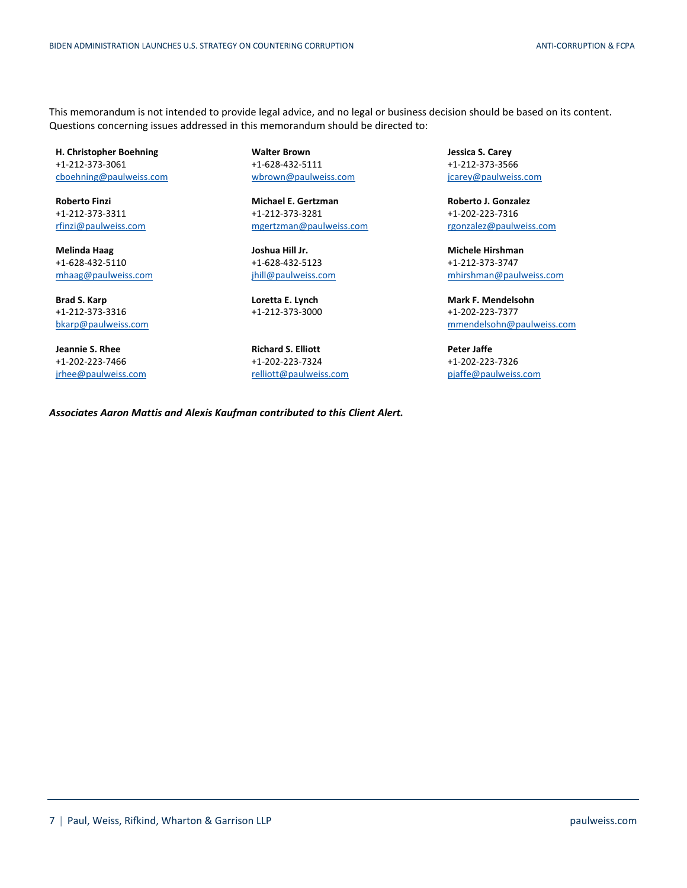This memorandum is not intended to provide legal advice, and no legal or business decision should be based on its content. Questions concerning issues addressed in this memorandum should be directed to:

**H. Christopher Boehning**
+1-212-373-3061
cboehning@paulweiss.com

**Walter Brown**
+1-628-432-5111
wbrown@paulweiss.com

**Jessica S. Carey**
+1-212-373-3566
jcarey@paulweiss.com

**Roberto Finzi**
+1-212-373-3311
rfinzi@paulweiss.com

**Michael E. Gertzman**
+1-212-373-3281
mgertzman@paulweiss.com

**Roberto J. Gonzalez**
+1-202-223-7316
rgonzalez@paulweiss.com

**Melinda Haag**
+1-628-432-5110
mhaag@paulweiss.com

**Joshua Hill Jr.**
+1-628-432-5123
jhill@paulweiss.com

**Michele Hirshman**
+1-212-373-3747
mhirshman@paulweiss.com

**Brad S. Karp**
+1-212-373-3316
bkarp@paulweiss.com

**Loretta E. Lynch**
+1-212-373-3000

**Mark F. Mendelsohn**
+1-202-223-7377
mmendelsohn@paulweiss.com

**Jeannie S. Rhee**
+1-202-223-7466
jrhee@paulweiss.com

**Richard S. Elliott**
+1-202-223-7324
relliott@paulweiss.com

**Peter Jaffe**
+1-202-223-7326
pjaffe@paulweiss.com

***Associates Aaron Mattis and Alexis Kaufman contributed to this Client Alert.***